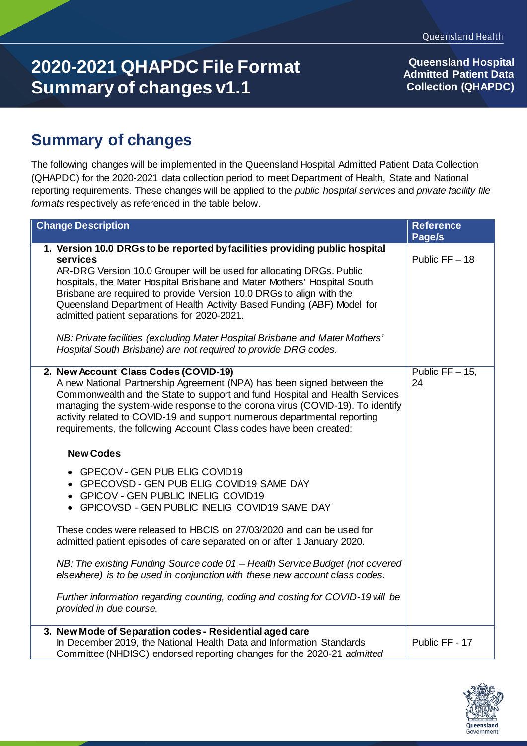# 2020-2021 QHAPDC File Format Summary of changes v1.1

**Queensland Hospital Admitted Patient Data Collection (QHAPDC)**

## Summary of changes

The following changes will be implemented in the Queensland Hospital Admitted Patient Data Collection (QHAPDC) for the 2020-2021 data collection period to meet Department of Health, State and National reporting requirements. These changes will be applied to the *public hospital services* and *private facility file formats* respectively as referenced in the table below.

| Change Description | Reference Page/s |
|---|---|
| **1. Version 10.0 DRGs to be reported by facilities providing public hospital services**<br>AR-DRG Version 10.0 Grouper will be used for allocating DRGs. Public hospitals, the Mater Hospital Brisbane and Mater Mothers' Hospital South Brisbane are required to provide Version 10.0 DRGs to align with the Queensland Department of Health Activity Based Funding (ABF) Model for admitted patient separations for 2020-2021.<br><br>*NB: Private facilities (excluding Mater Hospital Brisbane and Mater Mothers' Hospital South Brisbane) are not required to provide DRG codes.* | Public FF – 18 |
| **2. New Account Class Codes (COVID-19)**<br>A new National Partnership Agreement (NPA) has been signed between the Commonwealth and the State to support and fund Hospital and Health Services managing the system-wide response to the corona virus (COVID-19). To identify activity related to COVID-19 and support numerous departmental reporting requirements, the following Account Class codes have been created:<br><br>**New Codes**<br><br>• GPECOV - GEN PUB ELIG COVID19<br>• GPECOVSD - GEN PUB ELIG COVID19 SAME DAY<br>• GPICOV - GEN PUBLIC INELIG COVID19<br>• GPICOVSD - GEN PUBLIC INELIG COVID19 SAME DAY<br><br>These codes were released to HBCIS on 27/03/2020 and can be used for admitted patient episodes of care separated on or after 1 January 2020.<br><br>*NB: The existing Funding Source code 01 – Health Service Budget (not covered elsewhere) is to be used in conjunction with these new account class codes.*<br><br>*Further information regarding counting, coding and costing for COVID-19 will be provided in due course.* | Public FF – 15, 24 |
| **3. New Mode of Separation codes - Residential aged care**<br>In December 2019, the National Health Data and Information Standards Committee (NHDISC) endorsed reporting changes for the 2020-21 *admitted* | Public FF - 17 |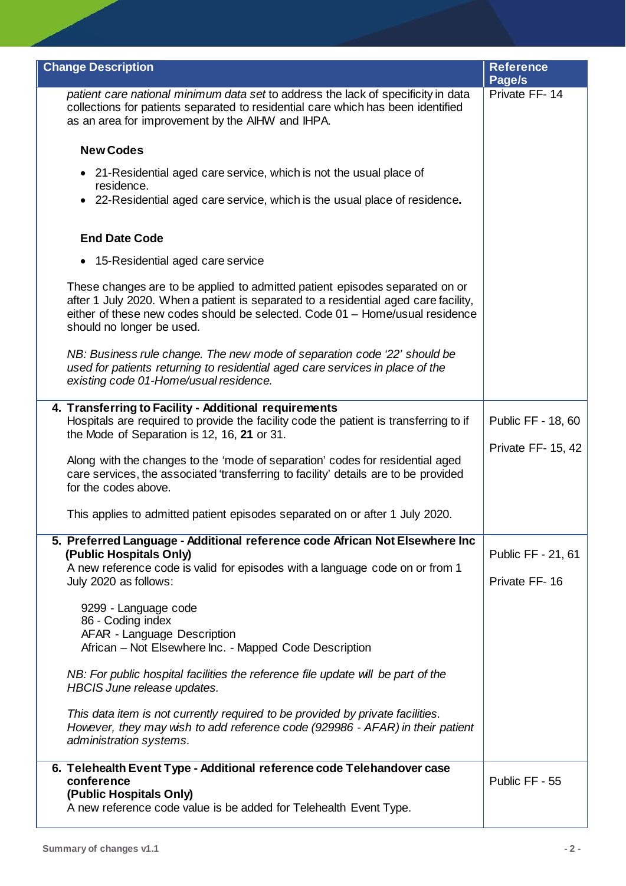| Change Description | Reference Page/s |
| --- | --- |
| *patient care national minimum data set* to address the lack of specificity in data collections for patients separated to residential care which has been identified as an area for improvement by the AIHW and IHPA.<br><br>**New Codes**<br><br>• 21-Residential aged care service, which is not the usual place of residence.<br>• 22-Residential aged care service, which is the usual place of residence.<br><br>**End Date Code**<br><br>• 15-Residential aged care service<br><br>These changes are to be applied to admitted patient episodes separated on or after 1 July 2020. When a patient is separated to a residential aged care facility, either of these new codes should be selected. Code 01 – Home/usual residence should no longer be used.<br><br>*NB: Business rule change. The new mode of separation code '22' should be used for patients returning to residential aged care services in place of the existing code 01-Home/usual residence.* | Private FF- 14 |
| **4. Transferring to Facility - Additional requirements**<br>Hospitals are required to provide the facility code the patient is transferring to if the Mode of Separation is 12, 16, **21** or 31.<br><br>Along with the changes to the 'mode of separation' codes for residential aged care services, the associated 'transferring to facility' details are to be provided for the codes above.<br><br>This applies to admitted patient episodes separated on or after 1 July 2020. | Public FF - 18, 60<br><br>Private FF- 15, 42 |
| **5. Preferred Language - Additional reference code African Not Elsewhere Inc (Public Hospitals Only)**<br>A new reference code is valid for episodes with a language code on or from 1 July 2020 as follows:<br><br>9299 - Language code<br>86 - Coding index<br>AFAR - Language Description<br>African – Not Elsewhere Inc. - Mapped Code Description<br><br>*NB: For public hospital facilities the reference file update will be part of the HBCIS June release updates.*<br><br>*This data item is not currently required to be provided by private facilities. However, they may wish to add reference code (929986 - AFAR) in their patient administration systems.* | Public FF - 21, 61<br><br>Private FF- 16 |
| **6. Telehealth Event Type - Additional reference code Telehandover case conference (Public Hospitals Only)**<br>A new reference code value is be added for Telehealth Event Type. | Public FF - 55 |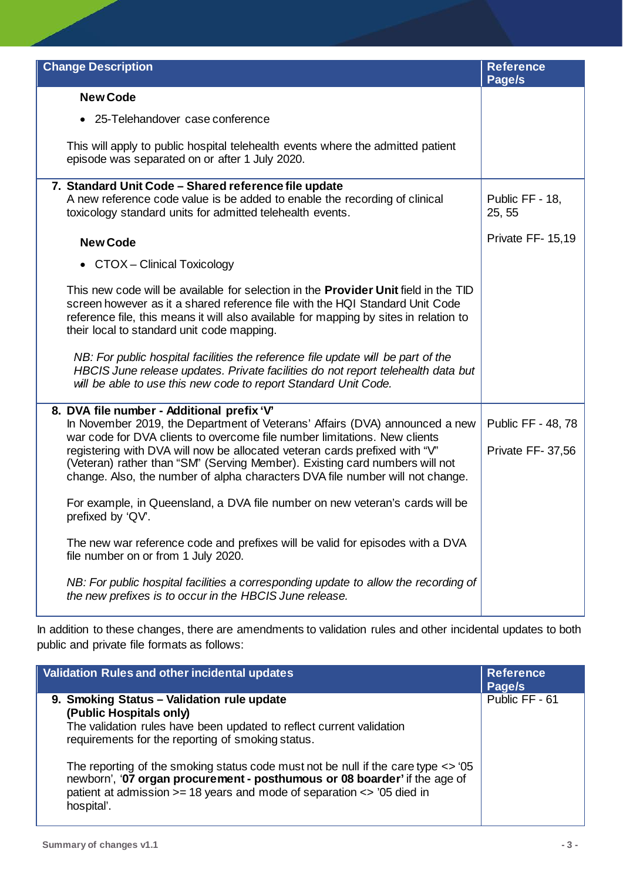| Change Description | Reference Page/s |
|---|---|
| **New Code**<br><br>• 25-Telehandover case conference<br><br>This will apply to public hospital telehealth events where the admitted patient episode was separated on or after 1 July 2020. | |
| **7. Standard Unit Code – Shared reference file update**<br>A new reference code value is be added to enable the recording of clinical toxicology standard units for admitted telehealth events.<br><br>**New Code**<br><br>• CTOX – Clinical Toxicology<br><br>This new code will be available for selection in the **Provider Unit** field in the TID screen however as it a shared reference file with the HQI Standard Unit Code reference file, this means it will also available for mapping by sites in relation to their local to standard unit code mapping.<br><br>*NB: For public hospital facilities the reference file update will be part of the HBCIS June release updates. Private facilities do not report telehealth data but will be able to use this new code to report Standard Unit Code.* | Public FF - 18, 25, 55<br><br>Private FF- 15,19 |
| **8. DVA file number - Additional prefix 'V'**<br>In November 2019, the Department of Veterans' Affairs (DVA) announced a new war code for DVA clients to overcome file number limitations. New clients registering with DVA will now be allocated veteran cards prefixed with "V" (Veteran) rather than "SM" (Serving Member). Existing card numbers will not change. Also, the number of alpha characters DVA file number will not change.<br><br>For example, in Queensland, a DVA file number on new veteran's cards will be prefixed by 'QV'.<br><br>The new war reference code and prefixes will be valid for episodes with a DVA file number on or from 1 July 2020.<br><br>*NB: For public hospital facilities a corresponding update to allow the recording of the new prefixes is to occur in the HBCIS June release.* | Public FF - 48, 78<br><br>Private FF- 37,56 |

In addition to these changes, there are amendments to validation rules and other incidental updates to both public and private file formats as follows:

| Validation Rules and other incidental updates | Reference Page/s |
|---|---|
| **9. Smoking Status – Validation rule update (Public Hospitals only)**<br>The validation rules have been updated to reflect current validation requirements for the reporting of smoking status.<br><br>The reporting of the smoking status code must not be null if the care type <> '05 newborn', '**07 organ procurement - posthumous or 08 boarder'** if the age of patient at admission >= 18 years and mode of separation <> '05 died in hospital'. | Public FF - 61 |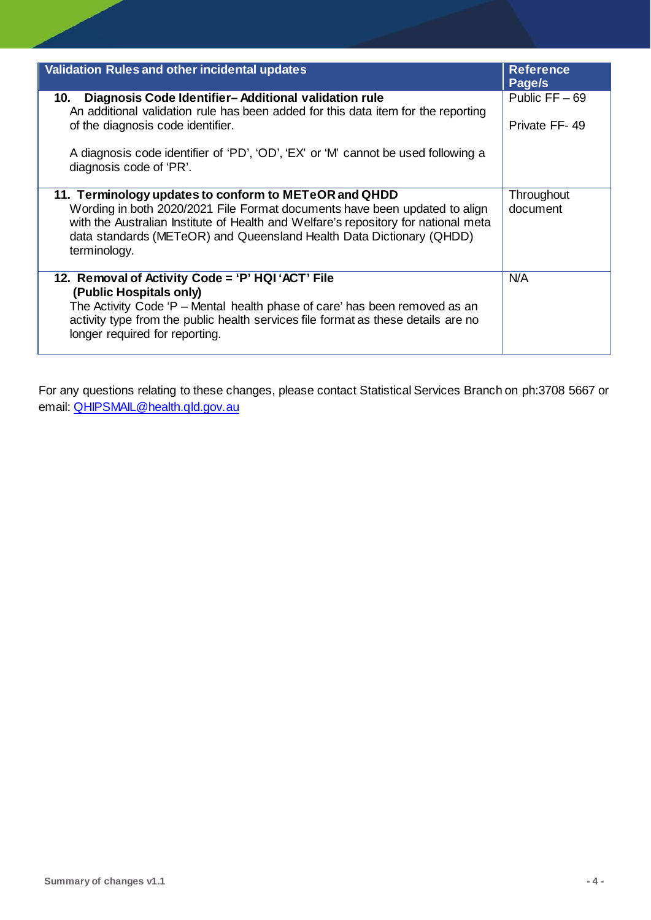| Validation Rules and other incidental updates | Reference Page/s |
| --- | --- |
| **10. Diagnosis Code Identifier– Additional validation rule** An additional validation rule has been added for this data item for the reporting of the diagnosis code identifier. A diagnosis code identifier of 'PD', 'OD', 'EX' or 'M' cannot be used following a diagnosis code of 'PR'. | Public FF – 69 Private FF- 49 |
| **11. Terminology updates to conform to METeOR and QHDD** Wording in both 2020/2021 File Format documents have been updated to align with the Australian Institute of Health and Welfare's repository for national meta data standards (METeOR) and Queensland Health Data Dictionary (QHDD) terminology. | Throughout document |
| **12. Removal of Activity Code = 'P' HQI 'ACT' File (Public Hospitals only)** The Activity Code 'P – Mental health phase of care' has been removed as an activity type from the public health services file format as these details are no longer required for reporting. | N/A |

For any questions relating to these changes, please contact Statistical Services Branch on ph:3708 5667 or email: QHIPSMAIL@health.qld.gov.au